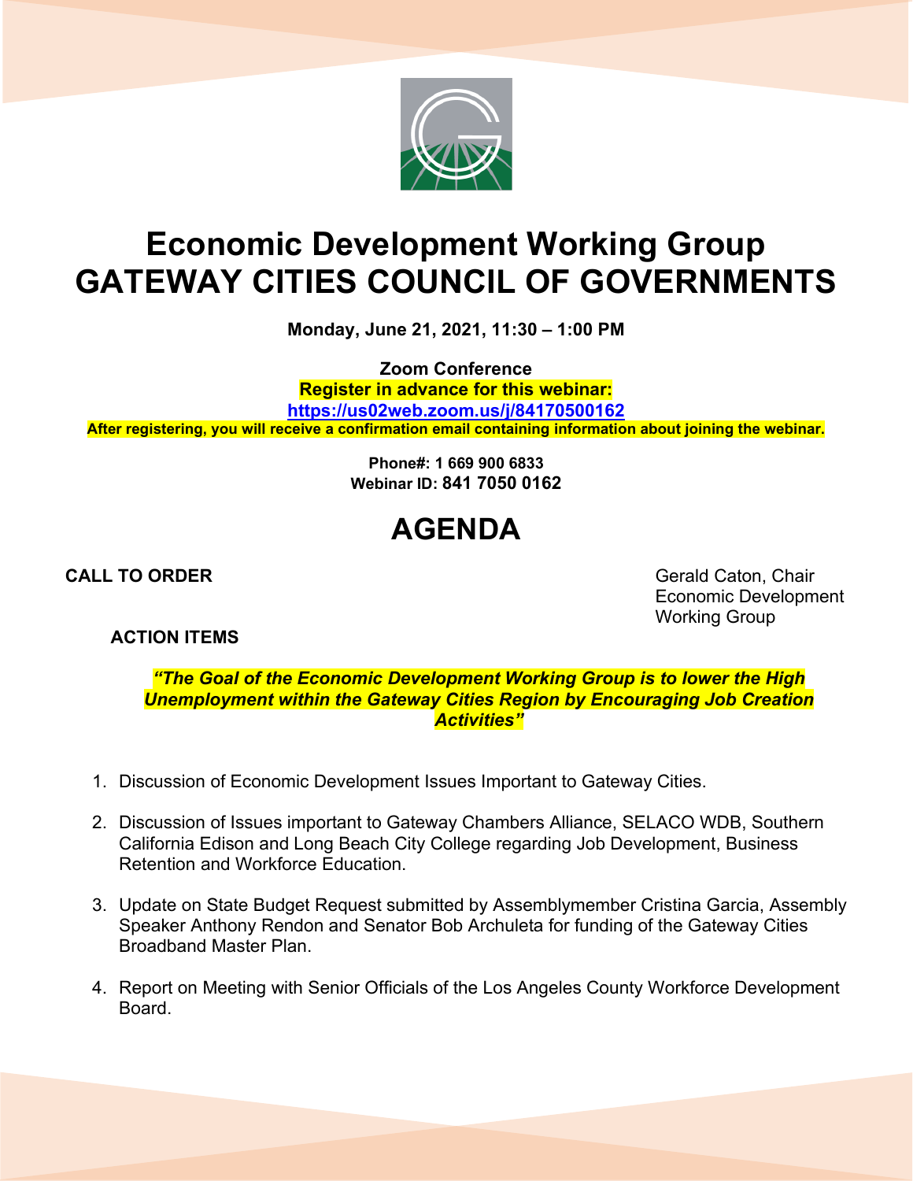# Economic Development Working Group
# GATEWAY CITIES COUNCIL OF GOVERNMENTS

**Monday, June 21, 2021, 11:30 – 1:00 PM**

**Zoom Conference**
**Register in advance for this webinar:**
**https://us02web.zoom.us/j/84170500162**
**After registering, you will receive a confirmation email containing information about joining the webinar.**

**Phone#: 1 669 900 6833**
**Webinar ID: 841 7050 0162**

# AGENDA

**CALL TO ORDER**

Gerald Caton, Chair
Economic Development
Working Group

**ACTION ITEMS**

***"The Goal of the Economic Development Working Group is to lower the High Unemployment within the Gateway Cities Region by Encouraging Job Creation Activities"***

1. Discussion of Economic Development Issues Important to Gateway Cities.

2. Discussion of Issues important to Gateway Chambers Alliance, SELACO WDB, Southern California Edison and Long Beach City College regarding Job Development, Business Retention and Workforce Education.

3. Update on State Budget Request submitted by Assemblymember Cristina Garcia, Assembly Speaker Anthony Rendon and Senator Bob Archuleta for funding of the Gateway Cities Broadband Master Plan.

4. Report on Meeting with Senior Officials of the Los Angeles County Workforce Development Board.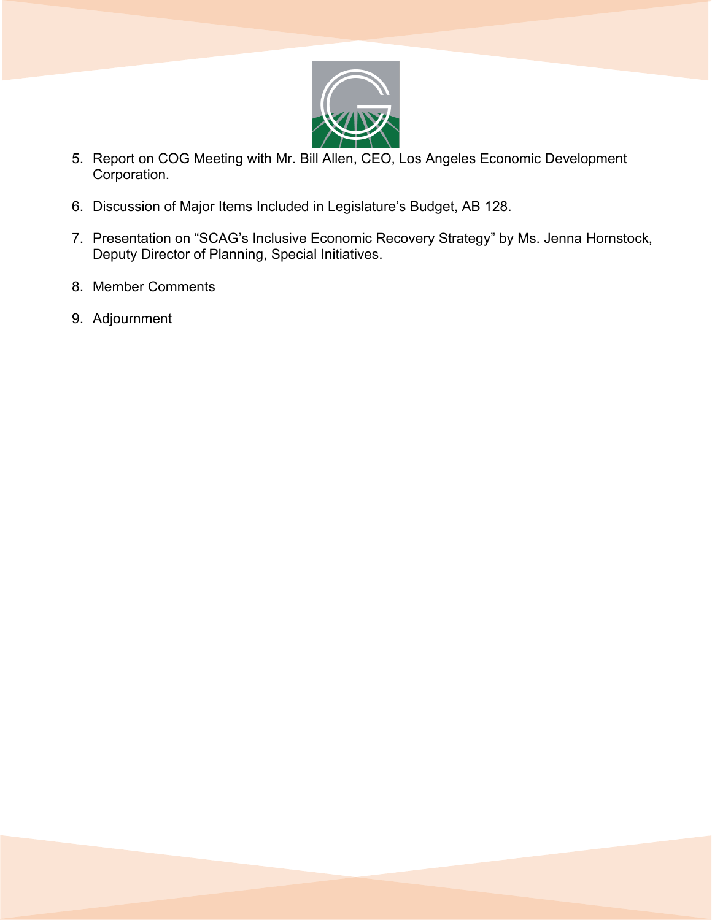5. Report on COG Meeting with Mr. Bill Allen, CEO, Los Angeles Economic Development Corporation.

6. Discussion of Major Items Included in Legislature's Budget, AB 128.

7. Presentation on "SCAG's Inclusive Economic Recovery Strategy" by Ms. Jenna Hornstock, Deputy Director of Planning, Special Initiatives.

8. Member Comments

9. Adjournment